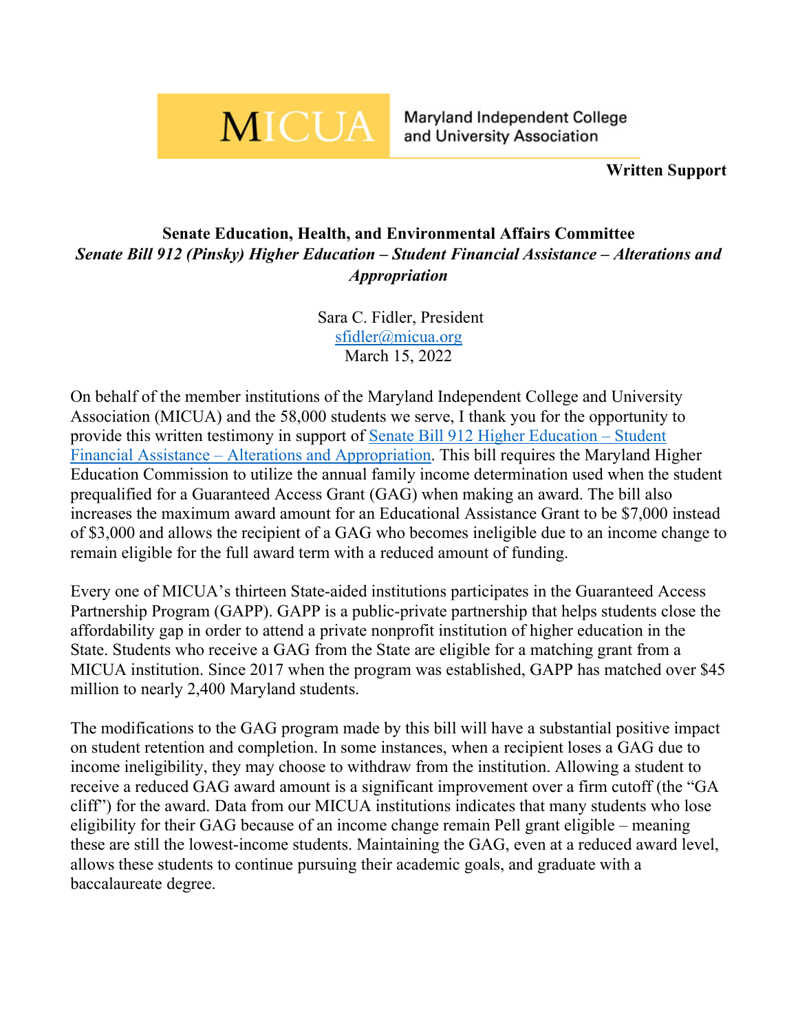MICUA Maryland Independent College and University Association

**Written Support**

**Senate Education, Health, and Environmental Affairs Committee**
***Senate Bill 912 (Pinsky) Higher Education – Student Financial Assistance – Alterations and Appropriation***

Sara C. Fidler, President
sfidler@micua.org
March 15, 2022

On behalf of the member institutions of the Maryland Independent College and University Association (MICUA) and the 58,000 students we serve, I thank you for the opportunity to provide this written testimony in support of Senate Bill 912 Higher Education – Student Financial Assistance – Alterations and Appropriation. This bill requires the Maryland Higher Education Commission to utilize the annual family income determination used when the student prequalified for a Guaranteed Access Grant (GAG) when making an award. The bill also increases the maximum award amount for an Educational Assistance Grant to be $7,000 instead of $3,000 and allows the recipient of a GAG who becomes ineligible due to an income change to remain eligible for the full award term with a reduced amount of funding.

Every one of MICUA's thirteen State-aided institutions participates in the Guaranteed Access Partnership Program (GAPP). GAPP is a public-private partnership that helps students close the affordability gap in order to attend a private nonprofit institution of higher education in the State. Students who receive a GAG from the State are eligible for a matching grant from a MICUA institution. Since 2017 when the program was established, GAPP has matched over $45 million to nearly 2,400 Maryland students.

The modifications to the GAG program made by this bill will have a substantial positive impact on student retention and completion. In some instances, when a recipient loses a GAG due to income ineligibility, they may choose to withdraw from the institution. Allowing a student to receive a reduced GAG award amount is a significant improvement over a firm cutoff (the "GA cliff") for the award. Data from our MICUA institutions indicates that many students who lose eligibility for their GAG because of an income change remain Pell grant eligible – meaning these are still the lowest-income students. Maintaining the GAG, even at a reduced award level, allows these students to continue pursuing their academic goals, and graduate with a baccalaureate degree.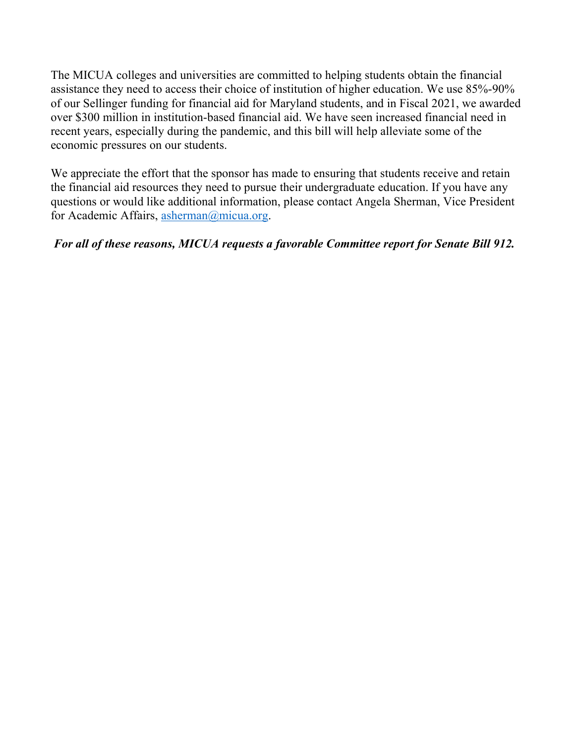The MICUA colleges and universities are committed to helping students obtain the financial assistance they need to access their choice of institution of higher education. We use 85%-90% of our Sellinger funding for financial aid for Maryland students, and in Fiscal 2021, we awarded over $300 million in institution-based financial aid. We have seen increased financial need in recent years, especially during the pandemic, and this bill will help alleviate some of the economic pressures on our students.

We appreciate the effort that the sponsor has made to ensuring that students receive and retain the financial aid resources they need to pursue their undergraduate education. If you have any questions or would like additional information, please contact Angela Sherman, Vice President for Academic Affairs, asherman@micua.org.

***For all of these reasons, MICUA requests a favorable Committee report for Senate Bill 912.***